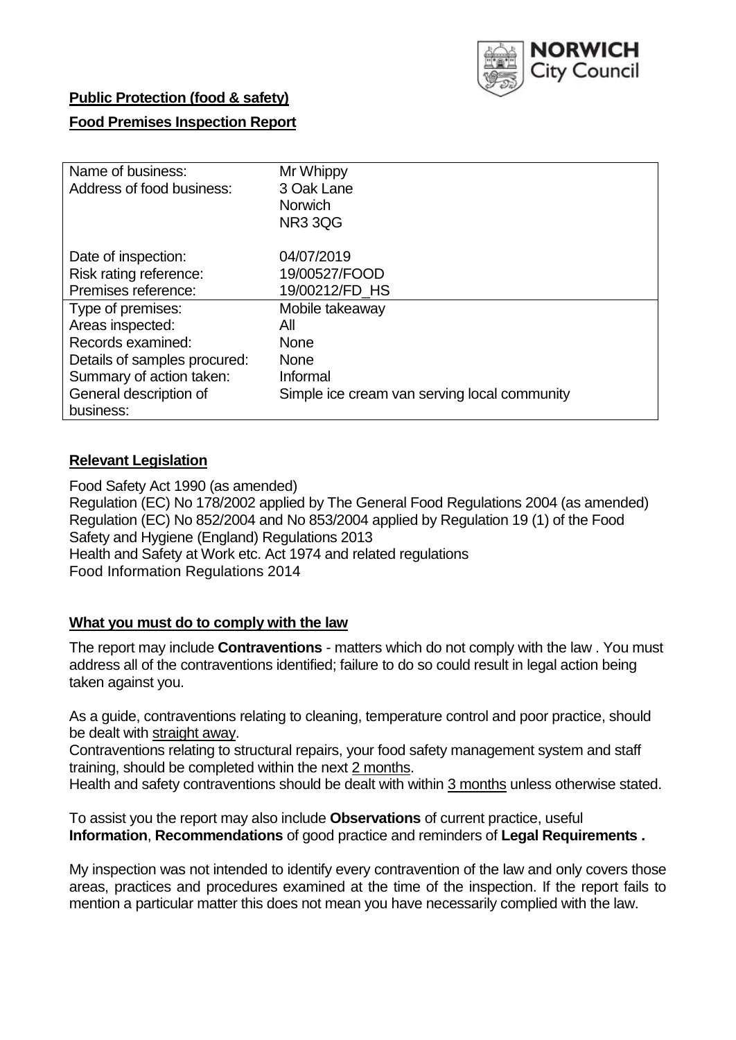NORWICH City Council

**Public Protection (food & safety)**

**Food Premises Inspection Report**

| Name of business: | Mr Whippy |
|---|---|
| Address of food business: | 3 Oak Lane<br>Norwich<br>NR3 3QG |
| Date of inspection: | 04/07/2019 |
| Risk rating reference: | 19/00527/FOOD |
| Premises reference: | 19/00212/FD_HS |
| Type of premises: | Mobile takeaway |
| Areas inspected: | All |
| Records examined: | None |
| Details of samples procured: | None |
| Summary of action taken: | Informal |
| General description of business: | Simple ice cream van serving local community |

## **Relevant Legislation**

Food Safety Act 1990 (as amended)
Regulation (EC) No 178/2002 applied by The General Food Regulations 2004 (as amended)
Regulation (EC) No 852/2004 and No 853/2004 applied by Regulation 19 (1) of the Food Safety and Hygiene (England) Regulations 2013
Health and Safety at Work etc. Act 1974 and related regulations
Food Information Regulations 2014

## **What you must do to comply with the law**

The report may include **Contraventions** - matters which do not comply with the law . You must address all of the contraventions identified; failure to do so could result in legal action being taken against you.

As a guide, contraventions relating to cleaning, temperature control and poor practice, should be dealt with straight away.

Contraventions relating to structural repairs, your food safety management system and staff training, should be completed within the next 2 months.

Health and safety contraventions should be dealt with within 3 months unless otherwise stated.

To assist you the report may also include **Observations** of current practice, useful **Information**, **Recommendations** of good practice and reminders of **Legal Requirements .**

My inspection was not intended to identify every contravention of the law and only covers those areas, practices and procedures examined at the time of the inspection. If the report fails to mention a particular matter this does not mean you have necessarily complied with the law.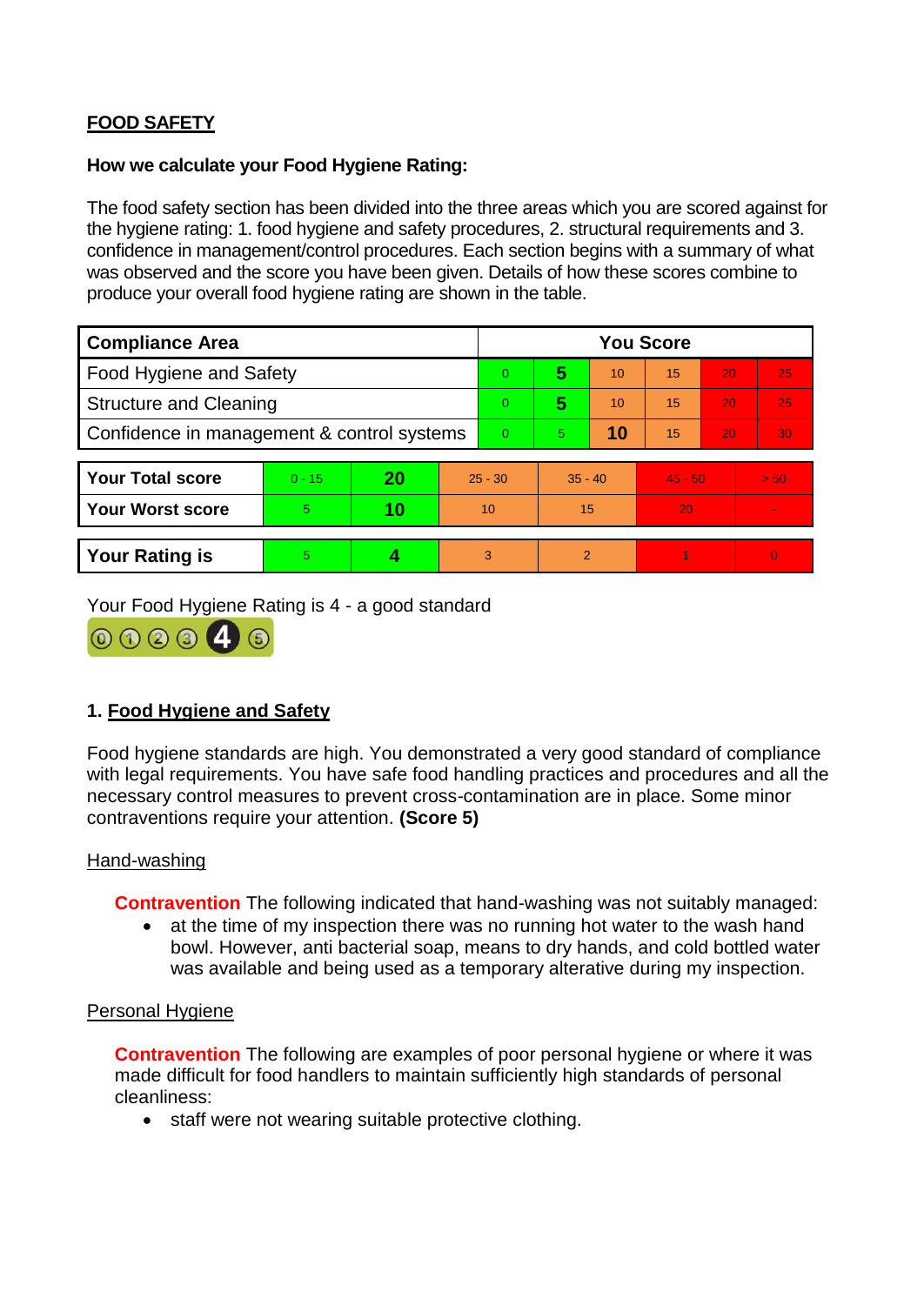**FOOD SAFETY**

**How we calculate your Food Hygiene Rating:**

The food safety section has been divided into the three areas which you are scored against for the hygiene rating: 1. food hygiene and safety procedures, 2. structural requirements and 3. confidence in management/control procedures. Each section begins with a summary of what was observed and the score you have been given. Details of how these scores combine to produce your overall food hygiene rating are shown in the table.

| Compliance Area | You Score | | | | | |
|---|---|---|---|---|---|---|
| Food Hygiene and Safety | 0 | **5** | 10 | 15 | 20 | 25 |
| Structure and Cleaning | 0 | **5** | 10 | 15 | 20 | 25 |
| Confidence in management & control systems | 0 | 5 | **10** | 15 | 20 | 30 |

| | | | | | | |
|---|---|---|---|---|---|---|
| **Your Total score** | 0 - 15 | **20** | 25 - 30 | 35 - 40 | 45 - 50 | > 50 |
| **Your Worst score** | 5 | **10** | 10 | 15 | 20 | - |

| | | | | | | |
|---|---|---|---|---|---|---|
| **Your Rating is** | 5 | **4** | 3 | 2 | 1 | 0 |

Your Food Hygiene Rating is 4 - a good standard

## 1. Food Hygiene and Safety

Food hygiene standards are high. You demonstrated a very good standard of compliance with legal requirements. You have safe food handling practices and procedures and all the necessary control measures to prevent cross-contamination are in place. Some minor contraventions require your attention. **(Score 5)**

### Hand-washing

**Contravention** The following indicated that hand-washing was not suitably managed:

- at the time of my inspection there was no running hot water to the wash hand bowl. However, anti bacterial soap, means to dry hands, and cold bottled water was available and being used as a temporary alterative during my inspection.

### Personal Hygiene

**Contravention** The following are examples of poor personal hygiene or where it was made difficult for food handlers to maintain sufficiently high standards of personal cleanliness:

- staff were not wearing suitable protective clothing.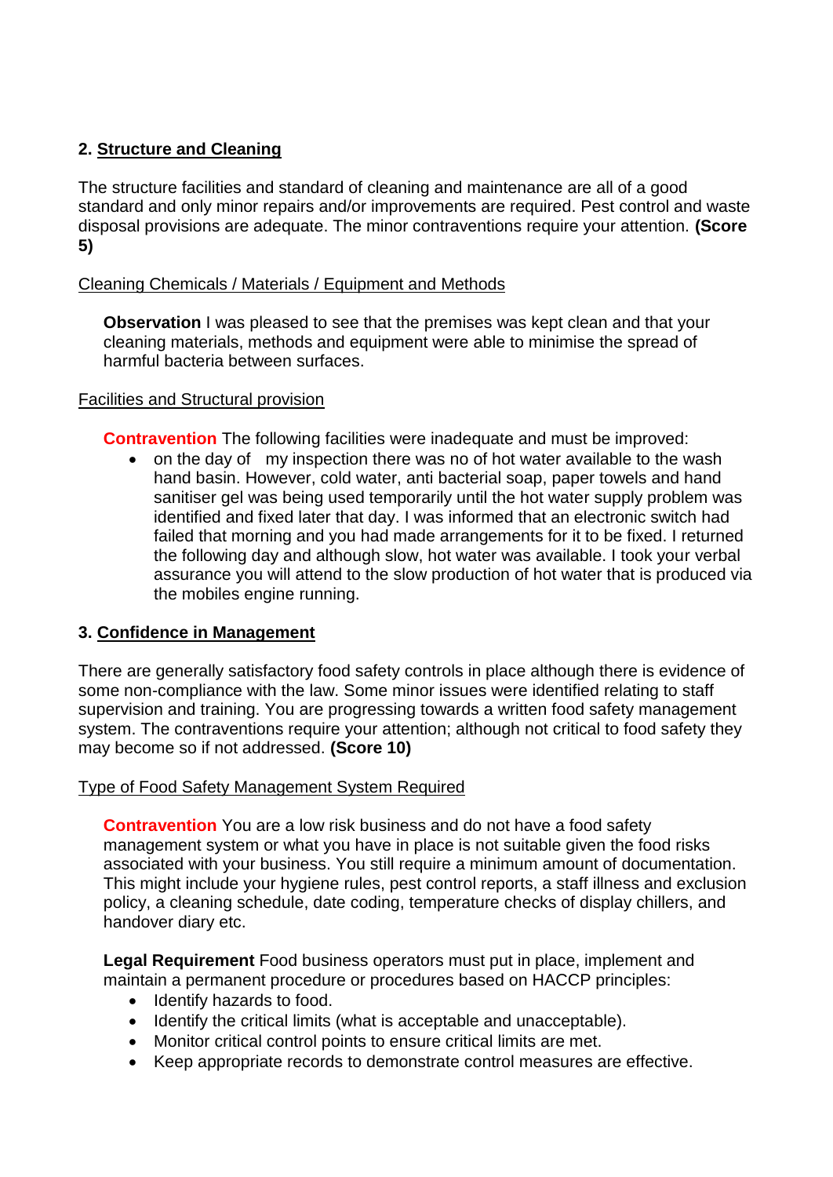## 2. Structure and Cleaning

The structure facilities and standard of cleaning and maintenance are all of a good standard and only minor repairs and/or improvements are required. Pest control and waste disposal provisions are adequate. The minor contraventions require your attention. **(Score 5)**

Cleaning Chemicals / Materials / Equipment and Methods

**Observation** I was pleased to see that the premises was kept clean and that your cleaning materials, methods and equipment were able to minimise the spread of harmful bacteria between surfaces.

Facilities and Structural provision

**Contravention** The following facilities were inadequate and must be improved:

- on the day of  my inspection there was no of hot water available to the wash hand basin. However, cold water, anti bacterial soap, paper towels and hand sanitiser gel was being used temporarily until the hot water supply problem was identified and fixed later that day. I was informed that an electronic switch had failed that morning and you had made arrangements for it to be fixed. I returned the following day and although slow, hot water was available. I took your verbal assurance you will attend to the slow production of hot water that is produced via the mobiles engine running.

## 3. Confidence in Management

There are generally satisfactory food safety controls in place although there is evidence of some non-compliance with the law. Some minor issues were identified relating to staff supervision and training. You are progressing towards a written food safety management system. The contraventions require your attention; although not critical to food safety they may become so if not addressed. **(Score 10)**

Type of Food Safety Management System Required

**Contravention** You are a low risk business and do not have a food safety management system or what you have in place is not suitable given the food risks associated with your business. You still require a minimum amount of documentation. This might include your hygiene rules, pest control reports, a staff illness and exclusion policy, a cleaning schedule, date coding, temperature checks of display chillers, and handover diary etc.

**Legal Requirement** Food business operators must put in place, implement and maintain a permanent procedure or procedures based on HACCP principles:

- Identify hazards to food.
- Identify the critical limits (what is acceptable and unacceptable).
- Monitor critical control points to ensure critical limits are met.
- Keep appropriate records to demonstrate control measures are effective.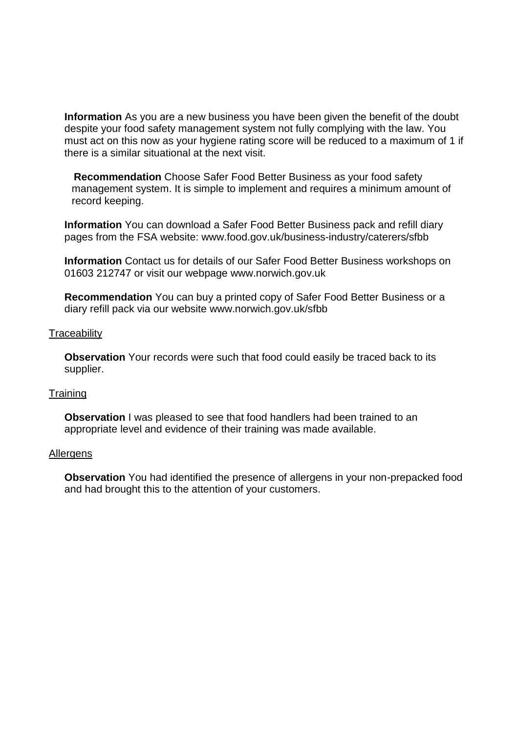**Information** As you are a new business you have been given the benefit of the doubt despite your food safety management system not fully complying with the law. You must act on this now as your hygiene rating score will be reduced to a maximum of 1 if there is a similar situational at the next visit.

**Recommendation** Choose Safer Food Better Business as your food safety management system. It is simple to implement and requires a minimum amount of record keeping.

**Information** You can download a Safer Food Better Business pack and refill diary pages from the FSA website: www.food.gov.uk/business-industry/caterers/sfbb

**Information** Contact us for details of our Safer Food Better Business workshops on 01603 212747 or visit our webpage www.norwich.gov.uk

**Recommendation** You can buy a printed copy of Safer Food Better Business or a diary refill pack via our website www.norwich.gov.uk/sfbb

<u>Traceability</u>

**Observation** Your records were such that food could easily be traced back to its supplier.

<u>Training</u>

**Observation** I was pleased to see that food handlers had been trained to an appropriate level and evidence of their training was made available.

<u>Allergens</u>

**Observation** You had identified the presence of allergens in your non-prepacked food and had brought this to the attention of your customers.